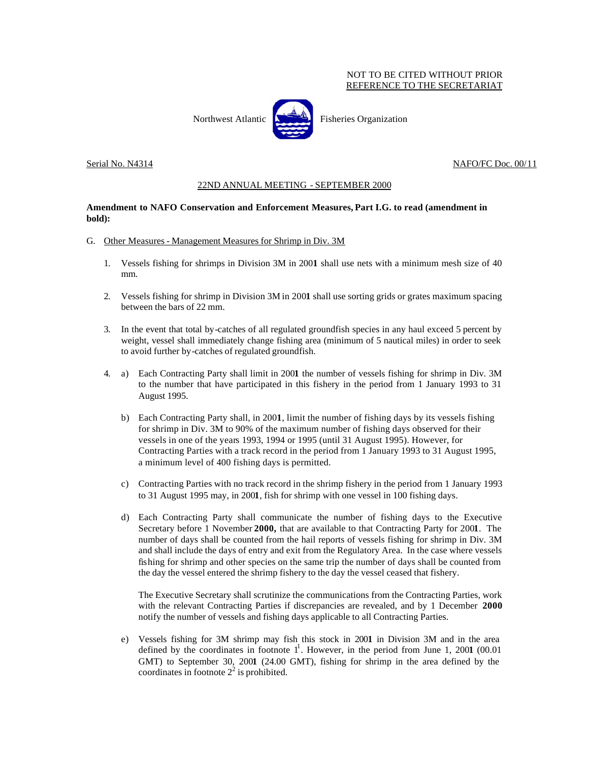NOT TO BE CITED WITHOUT PRIOR
REFERENCE TO THE SECRETARIAT

Northwest Atlantic Fisheries Organization

Serial No. N4314 NAFO/FC Doc. 00/11

22ND ANNUAL MEETING - SEPTEMBER 2000

**Amendment to NAFO Conservation and Enforcement Measures, Part I.G. to read (amendment in bold):**

G. Other Measures - Management Measures for Shrimp in Div. 3M

1. Vessels fishing for shrimps in Division 3M in 200**1** shall use nets with a minimum mesh size of 40 mm.

2. Vessels fishing for shrimp in Division 3M in 200**1** shall use sorting grids or grates maximum spacing between the bars of 22 mm.

3. In the event that total by-catches of all regulated groundfish species in any haul exceed 5 percent by weight, vessel shall immediately change fishing area (minimum of 5 nautical miles) in order to seek to avoid further by-catches of regulated groundfish.

4. a) Each Contracting Party shall limit in 200**1** the number of vessels fishing for shrimp in Div. 3M to the number that have participated in this fishery in the period from 1 January 1993 to 31 August 1995.

   b) Each Contracting Party shall, in 200**1**, limit the number of fishing days by its vessels fishing for shrimp in Div. 3M to 90% of the maximum number of fishing days observed for their vessels in one of the years 1993, 1994 or 1995 (until 31 August 1995). However, for Contracting Parties with a track record in the period from 1 January 1993 to 31 August 1995, a minimum level of 400 fishing days is permitted.

   c) Contracting Parties with no track record in the shrimp fishery in the period from 1 January 1993 to 31 August 1995 may, in 200**1**, fish for shrimp with one vessel in 100 fishing days.

   d) Each Contracting Party shall communicate the number of fishing days to the Executive Secretary before 1 November **2000,** that are available to that Contracting Party for 200**1**. The number of days shall be counted from the hail reports of vessels fishing for shrimp in Div. 3M and shall include the days of entry and exit from the Regulatory Area. In the case where vessels fishing for shrimp and other species on the same trip the number of days shall be counted from the day the vessel entered the shrimp fishery to the day the vessel ceased that fishery.

   The Executive Secretary shall scrutinize the communications from the Contracting Parties, work with the relevant Contracting Parties if discrepancies are revealed, and by 1 December **2000** notify the number of vessels and fishing days applicable to all Contracting Parties.

   e) Vessels fishing for 3M shrimp may fish this stock in 200**1** in Division 3M and in the area defined by the coordinates in footnote [1]. However, in the period from June 1, 200**1** (00.01 GMT) to September 30, 200**1** (24.00 GMT), fishing for shrimp in the area defined by the coordinates in footnote [2] is prohibited.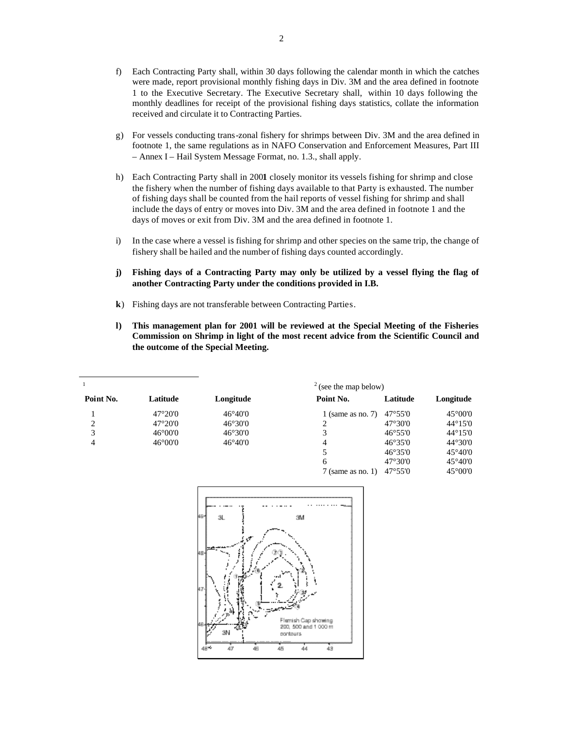f) Each Contracting Party shall, within 30 days following the calendar month in which the catches were made, report provisional monthly fishing days in Div. 3M and the area defined in footnote 1 to the Executive Secretary. The Executive Secretary shall, within 10 days following the monthly deadlines for receipt of the provisional fishing days statistics, collate the information received and circulate it to Contracting Parties.

g) For vessels conducting trans-zonal fishery for shrimps between Div. 3M and the area defined in footnote 1, the same regulations as in NAFO Conservation and Enforcement Measures, Part III – Annex I – Hail System Message Format, no. 1.3., shall apply.

h) Each Contracting Party shall in 200**1** closely monitor its vessels fishing for shrimp and close the fishery when the number of fishing days available to that Party is exhausted. The number of fishing days shall be counted from the hail reports of vessel fishing for shrimp and shall include the days of entry or moves into Div. 3M and the area defined in footnote 1 and the days of moves or exit from Div. 3M and the area defined in footnote 1.

i) In the case where a vessel is fishing for shrimp and other species on the same trip, the change of fishery shall be hailed and the number of fishing days counted accordingly.

**j) Fishing days of a Contracting Party may only be utilized by a vessel flying the flag of another Contracting Party under the conditions provided in I.B.**

**k**) Fishing days are not transferable between Contracting Parties.

**l) This management plan for 2001 will be reviewed at the Special Meeting of the Fisheries Commission on Shrimp in light of the most recent advice from the Scientific Council and the outcome of the Special Meeting.**

[1]

| Point No. | Latitude | Longitude |
|---|---|---|
| 1 | 47°20'0 | 46°40'0 |
| 2 | 47°20'0 | 46°30'0 |
| 3 | 46°00'0 | 46°30'0 |
| 4 | 46°00'0 | 46°40'0 |

[2] (see the map below)

| Point No. | Latitude | Longitude |
|---|---|---|
| 1 (same as no. 7) | 47°55'0 | 45°00'0 |
| 2 | 47°30'0 | 44°15'0 |
| 3 | 46°55'0 | 44°15'0 |
| 4 | 46°35'0 | 44°30'0 |
| 5 | 46°35'0 | 45°40'0 |
| 6 | 47°30'0 | 45°40'0 |
| 7 (same as no. 1) | 47°55'0 | 45°00'0 |

3L
3M
3N
2.
Flemish Cap showing 200, 500 and 1 000 m contours
49
48
47
46
48
47
46
45
44
43